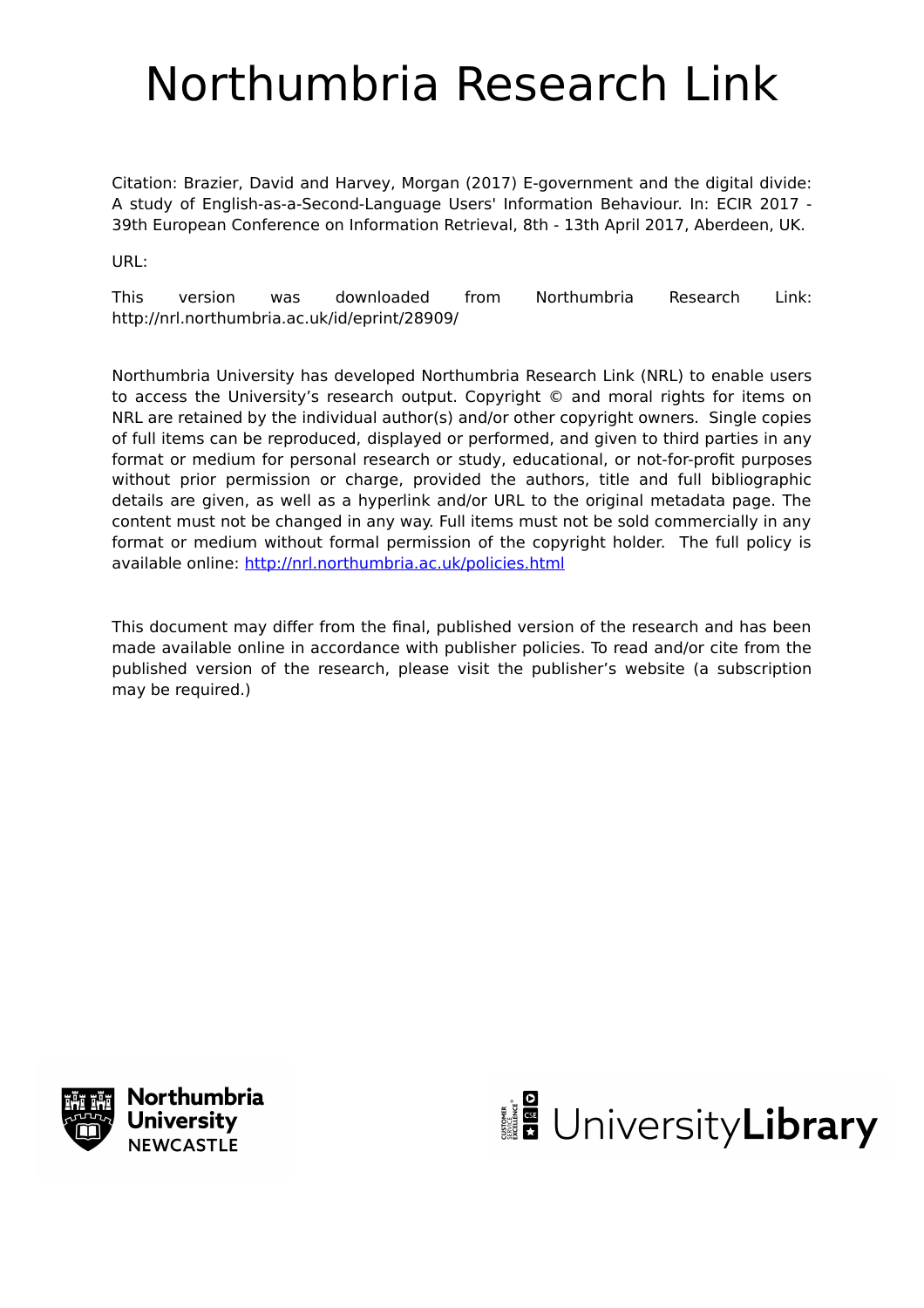# Northumbria Research Link

Citation: Brazier, David and Harvey, Morgan (2017) E-government and the digital divide: A study of English-as-a-Second-Language Users' Information Behaviour. In: ECIR 2017 - 39th European Conference on Information Retrieval, 8th - 13th April 2017, Aberdeen, UK.

URL:

This version was downloaded from Northumbria Research Link: http://nrl.northumbria.ac.uk/id/eprint/28909/

Northumbria University has developed Northumbria Research Link (NRL) to enable users to access the University's research output. Copyright © and moral rights for items on NRL are retained by the individual author(s) and/or other copyright owners. Single copies of full items can be reproduced, displayed or performed, and given to third parties in any format or medium for personal research or study, educational, or not-for-profit purposes without prior permission or charge, provided the authors, title and full bibliographic details are given, as well as a hyperlink and/or URL to the original metadata page. The content must not be changed in any way. Full items must not be sold commercially in any format or medium without formal permission of the copyright holder. The full policy is available online: http://nrl.northumbria.ac.uk/policies.html

This document may differ from the final, published version of the research and has been made available online in accordance with publisher policies. To read and/or cite from the published version of the research, please visit the publisher's website (a subscription may be required.)

Northumbria University NEWCASTLE

UniversityLibrary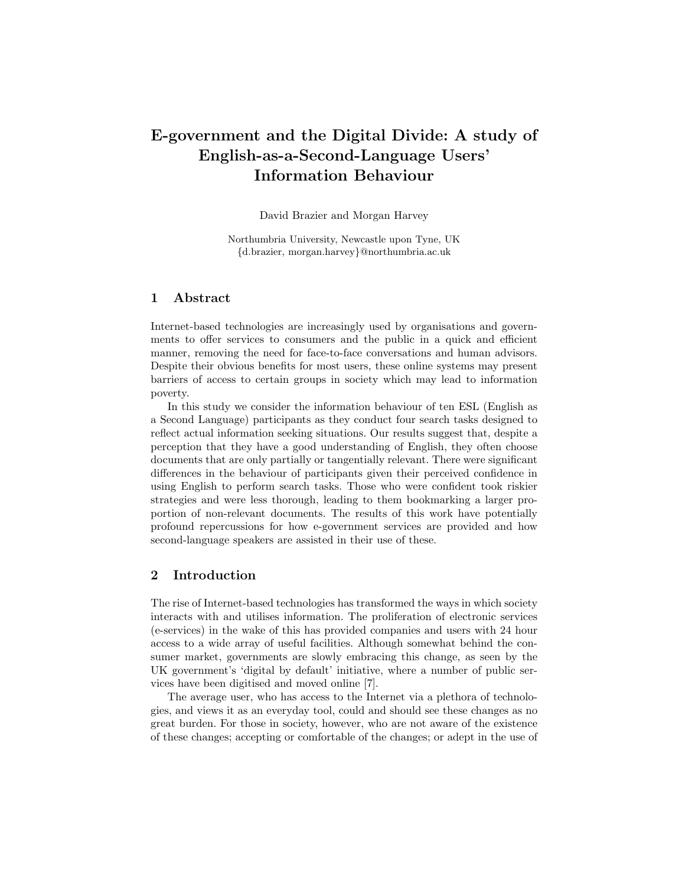# E-government and the Digital Divide: A study of English-as-a-Second-Language Users' Information Behaviour

David Brazier and Morgan Harvey

Northumbria University, Newcastle upon Tyne, UK
{d.brazier, morgan.harvey}@northumbria.ac.uk

## 1 Abstract

Internet-based technologies are increasingly used by organisations and governments to offer services to consumers and the public in a quick and efficient manner, removing the need for face-to-face conversations and human advisors. Despite their obvious benefits for most users, these online systems may present barriers of access to certain groups in society which may lead to information poverty.

In this study we consider the information behaviour of ten ESL (English as a Second Language) participants as they conduct four search tasks designed to reflect actual information seeking situations. Our results suggest that, despite a perception that they have a good understanding of English, they often choose documents that are only partially or tangentially relevant. There were significant differences in the behaviour of participants given their perceived confidence in using English to perform search tasks. Those who were confident took riskier strategies and were less thorough, leading to them bookmarking a larger proportion of non-relevant documents. The results of this work have potentially profound repercussions for how e-government services are provided and how second-language speakers are assisted in their use of these.

## 2 Introduction

The rise of Internet-based technologies has transformed the ways in which society interacts with and utilises information. The proliferation of electronic services (e-services) in the wake of this has provided companies and users with 24 hour access to a wide array of useful facilities. Although somewhat behind the consumer market, governments are slowly embracing this change, as seen by the UK government's 'digital by default' initiative, where a number of public services have been digitised and moved online [7].

The average user, who has access to the Internet via a plethora of technologies, and views it as an everyday tool, could and should see these changes as no great burden. For those in society, however, who are not aware of the existence of these changes; accepting or comfortable of the changes; or adept in the use of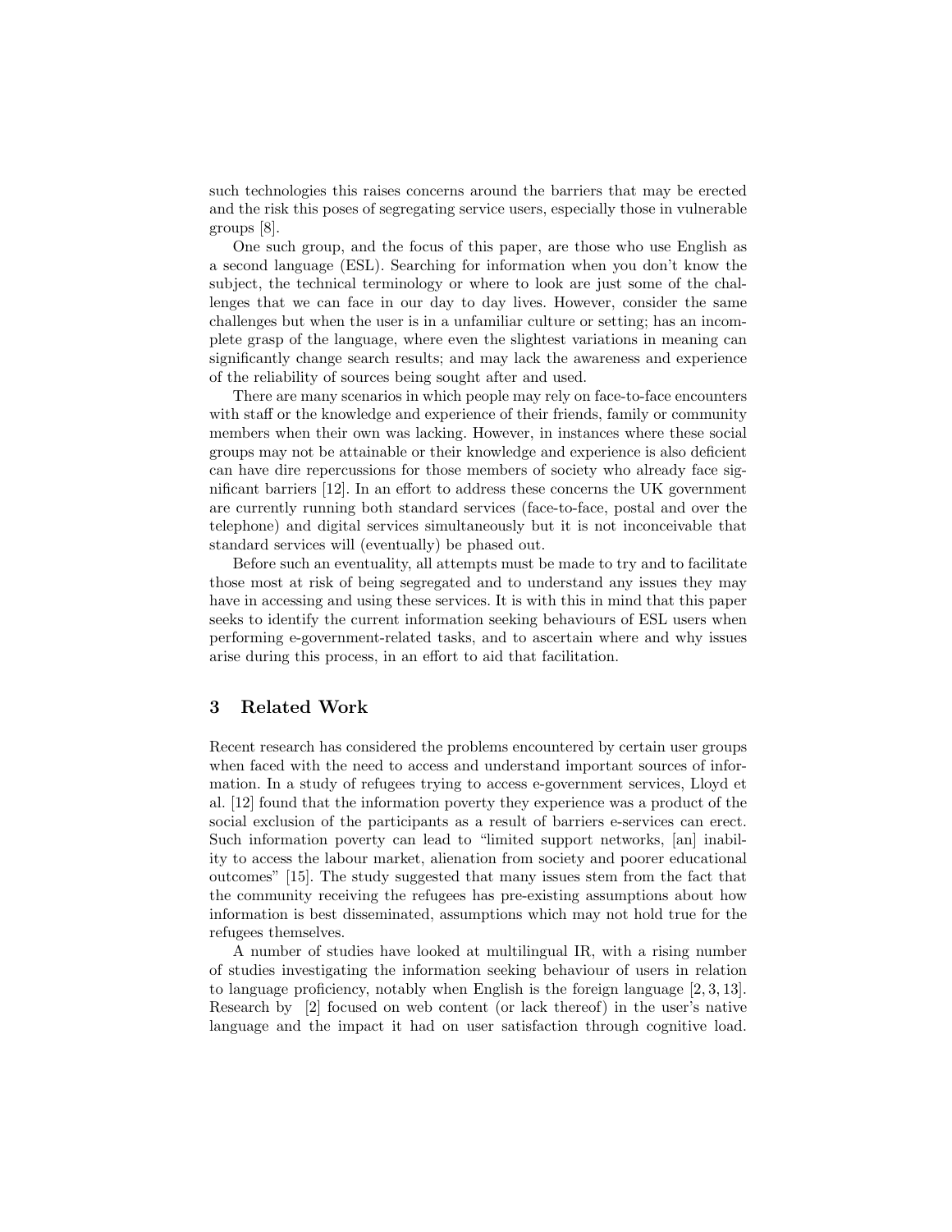such technologies this raises concerns around the barriers that may be erected and the risk this poses of segregating service users, especially those in vulnerable groups [8].

One such group, and the focus of this paper, are those who use English as a second language (ESL). Searching for information when you don't know the subject, the technical terminology or where to look are just some of the challenges that we can face in our day to day lives. However, consider the same challenges but when the user is in a unfamiliar culture or setting; has an incomplete grasp of the language, where even the slightest variations in meaning can significantly change search results; and may lack the awareness and experience of the reliability of sources being sought after and used.

There are many scenarios in which people may rely on face-to-face encounters with staff or the knowledge and experience of their friends, family or community members when their own was lacking. However, in instances where these social groups may not be attainable or their knowledge and experience is also deficient can have dire repercussions for those members of society who already face significant barriers [12]. In an effort to address these concerns the UK government are currently running both standard services (face-to-face, postal and over the telephone) and digital services simultaneously but it is not inconceivable that standard services will (eventually) be phased out.

Before such an eventuality, all attempts must be made to try and to facilitate those most at risk of being segregated and to understand any issues they may have in accessing and using these services. It is with this in mind that this paper seeks to identify the current information seeking behaviours of ESL users when performing e-government-related tasks, and to ascertain where and why issues arise during this process, in an effort to aid that facilitation.

## 3 Related Work

Recent research has considered the problems encountered by certain user groups when faced with the need to access and understand important sources of information. In a study of refugees trying to access e-government services, Lloyd et al. [12] found that the information poverty they experience was a product of the social exclusion of the participants as a result of barriers e-services can erect. Such information poverty can lead to "limited support networks, [an] inability to access the labour market, alienation from society and poorer educational outcomes" [15]. The study suggested that many issues stem from the fact that the community receiving the refugees has pre-existing assumptions about how information is best disseminated, assumptions which may not hold true for the refugees themselves.

A number of studies have looked at multilingual IR, with a rising number of studies investigating the information seeking behaviour of users in relation to language proficiency, notably when English is the foreign language [2, 3, 13]. Research by [2] focused on web content (or lack thereof) in the user's native language and the impact it had on user satisfaction through cognitive load.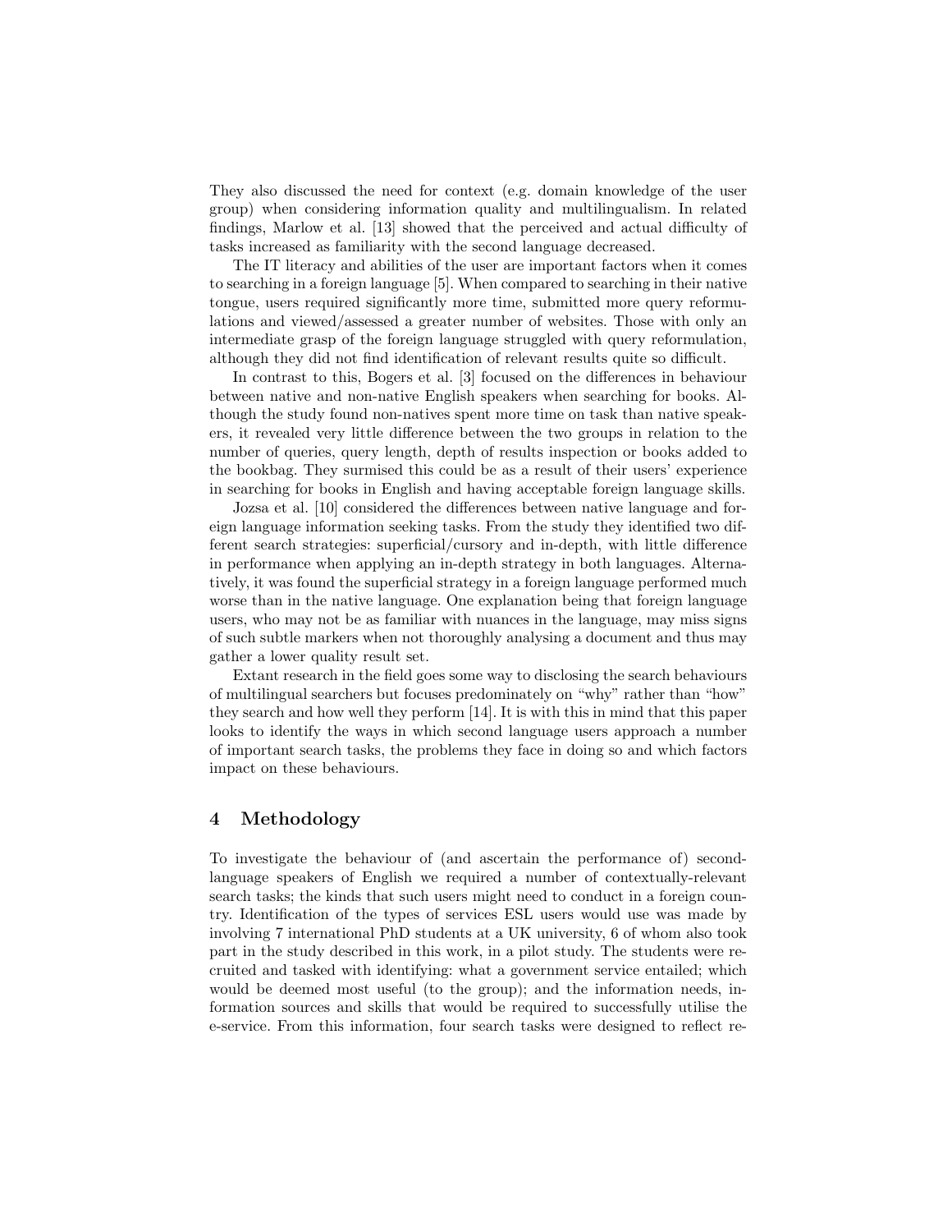They also discussed the need for context (e.g. domain knowledge of the user group) when considering information quality and multilingualism. In related findings, Marlow et al. [13] showed that the perceived and actual difficulty of tasks increased as familiarity with the second language decreased.

The IT literacy and abilities of the user are important factors when it comes to searching in a foreign language [5]. When compared to searching in their native tongue, users required significantly more time, submitted more query reformulations and viewed/assessed a greater number of websites. Those with only an intermediate grasp of the foreign language struggled with query reformulation, although they did not find identification of relevant results quite so difficult.

In contrast to this, Bogers et al. [3] focused on the differences in behaviour between native and non-native English speakers when searching for books. Although the study found non-natives spent more time on task than native speakers, it revealed very little difference between the two groups in relation to the number of queries, query length, depth of results inspection or books added to the bookbag. They surmised this could be as a result of their users' experience in searching for books in English and having acceptable foreign language skills.

Jozsa et al. [10] considered the differences between native language and foreign language information seeking tasks. From the study they identified two different search strategies: superficial/cursory and in-depth, with little difference in performance when applying an in-depth strategy in both languages. Alternatively, it was found the superficial strategy in a foreign language performed much worse than in the native language. One explanation being that foreign language users, who may not be as familiar with nuances in the language, may miss signs of such subtle markers when not thoroughly analysing a document and thus may gather a lower quality result set.

Extant research in the field goes some way to disclosing the search behaviours of multilingual searchers but focuses predominately on "why" rather than "how" they search and how well they perform [14]. It is with this in mind that this paper looks to identify the ways in which second language users approach a number of important search tasks, the problems they face in doing so and which factors impact on these behaviours.

## 4 Methodology

To investigate the behaviour of (and ascertain the performance of) second-language speakers of English we required a number of contextually-relevant search tasks; the kinds that such users might need to conduct in a foreign country. Identification of the types of services ESL users would use was made by involving 7 international PhD students at a UK university, 6 of whom also took part in the study described in this work, in a pilot study. The students were recruited and tasked with identifying: what a government service entailed; which would be deemed most useful (to the group); and the information needs, information sources and skills that would be required to successfully utilise the e-service. From this information, four search tasks were designed to reflect re-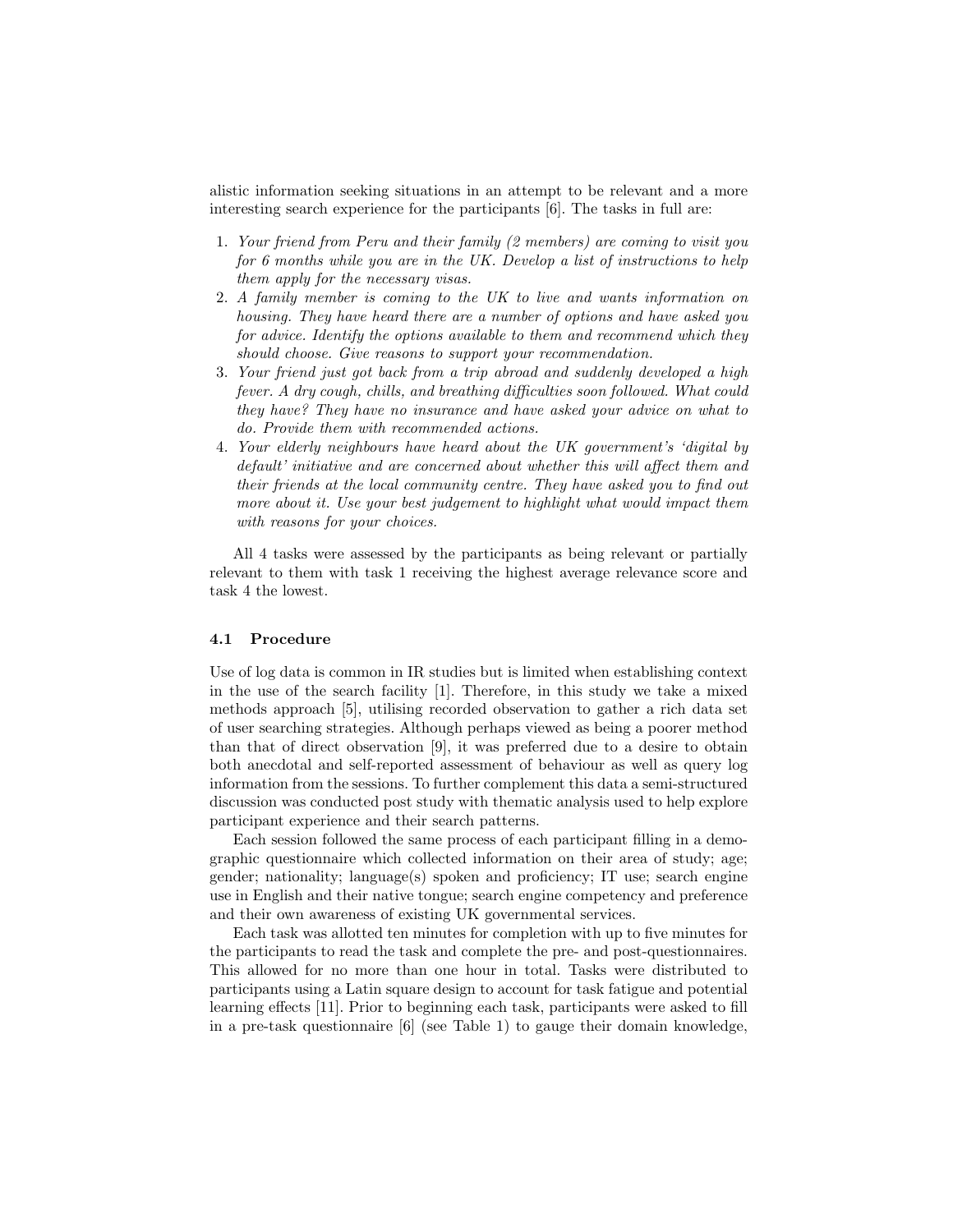alistic information seeking situations in an attempt to be relevant and a more interesting search experience for the participants [6]. The tasks in full are:

1. *Your friend from Peru and their family (2 members) are coming to visit you for 6 months while you are in the UK. Develop a list of instructions to help them apply for the necessary visas.*
2. *A family member is coming to the UK to live and wants information on housing. They have heard there are a number of options and have asked you for advice. Identify the options available to them and recommend which they should choose. Give reasons to support your recommendation.*
3. *Your friend just got back from a trip abroad and suddenly developed a high fever. A dry cough, chills, and breathing difficulties soon followed. What could they have? They have no insurance and have asked your advice on what to do. Provide them with recommended actions.*
4. *Your elderly neighbours have heard about the UK government's 'digital by default' initiative and are concerned about whether this will affect them and their friends at the local community centre. They have asked you to find out more about it. Use your best judgement to highlight what would impact them with reasons for your choices.*

All 4 tasks were assessed by the participants as being relevant or partially relevant to them with task 1 receiving the highest average relevance score and task 4 the lowest.

### 4.1 Procedure

Use of log data is common in IR studies but is limited when establishing context in the use of the search facility [1]. Therefore, in this study we take a mixed methods approach [5], utilising recorded observation to gather a rich data set of user searching strategies. Although perhaps viewed as being a poorer method than that of direct observation [9], it was preferred due to a desire to obtain both anecdotal and self-reported assessment of behaviour as well as query log information from the sessions. To further complement this data a semi-structured discussion was conducted post study with thematic analysis used to help explore participant experience and their search patterns.

Each session followed the same process of each participant filling in a demographic questionnaire which collected information on their area of study; age; gender; nationality; language(s) spoken and proficiency; IT use; search engine use in English and their native tongue; search engine competency and preference and their own awareness of existing UK governmental services.

Each task was allotted ten minutes for completion with up to five minutes for the participants to read the task and complete the pre- and post-questionnaires. This allowed for no more than one hour in total. Tasks were distributed to participants using a Latin square design to account for task fatigue and potential learning effects [11]. Prior to beginning each task, participants were asked to fill in a pre-task questionnaire [6] (see Table 1) to gauge their domain knowledge,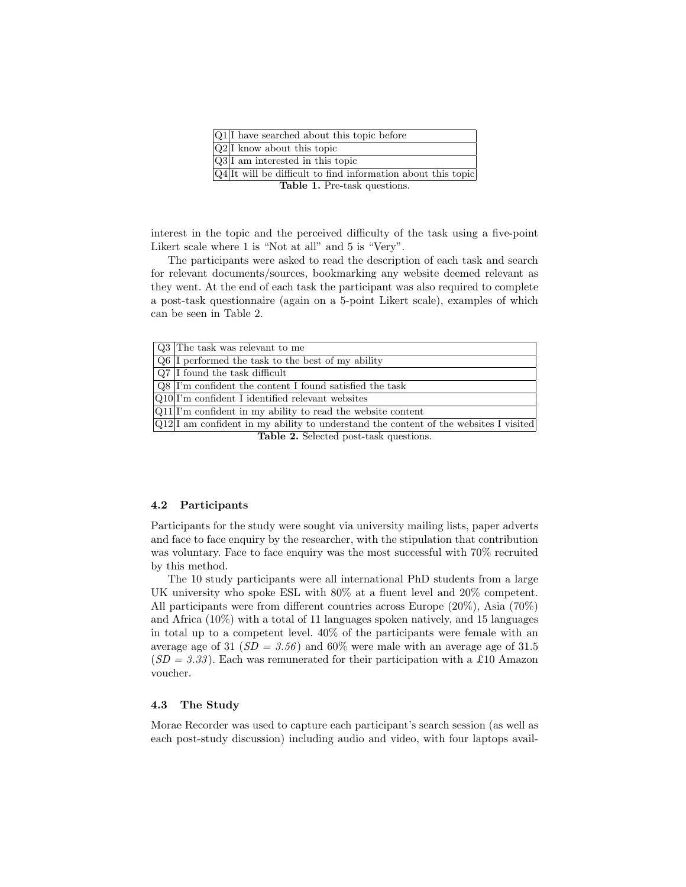| | |
|---|---|
| Q1 | I have searched about this topic before |
| Q2 | I know about this topic |
| Q3 | I am interested in this topic |
| Q4 | It will be difficult to find information about this topic |

**Table 1.** Pre-task questions.

interest in the topic and the perceived difficulty of the task using a five-point Likert scale where 1 is "Not at all" and 5 is "Very".

The participants were asked to read the description of each task and search for relevant documents/sources, bookmarking any website deemed relevant as they went. At the end of each task the participant was also required to complete a post-task questionnaire (again on a 5-point Likert scale), examples of which can be seen in Table 2.

| | |
|---|---|
| Q3 | The task was relevant to me |
| Q6 | I performed the task to the best of my ability |
| Q7 | I found the task difficult |
| Q8 | I'm confident the content I found satisfied the task |
| Q10 | I'm confident I identified relevant websites |
| Q11 | I'm confident in my ability to read the website content |
| Q12 | I am confident in my ability to understand the content of the websites I visited |

**Table 2.** Selected post-task questions.

### 4.2 Participants

Participants for the study were sought via university mailing lists, paper adverts and face to face enquiry by the researcher, with the stipulation that contribution was voluntary. Face to face enquiry was the most successful with 70% recruited by this method.

The 10 study participants were all international PhD students from a large UK university who spoke ESL with 80% at a fluent level and 20% competent. All participants were from different countries across Europe (20%), Asia (70%) and Africa (10%) with a total of 11 languages spoken natively, and 15 languages in total up to a competent level. 40% of the participants were female with an average age of 31 (*SD = 3.56*) and 60% were male with an average age of 31.5 (*SD = 3.33*). Each was remunerated for their participation with a £10 Amazon voucher.

### 4.3 The Study

Morae Recorder was used to capture each participant's search session (as well as each post-study discussion) including audio and video, with four laptops avail-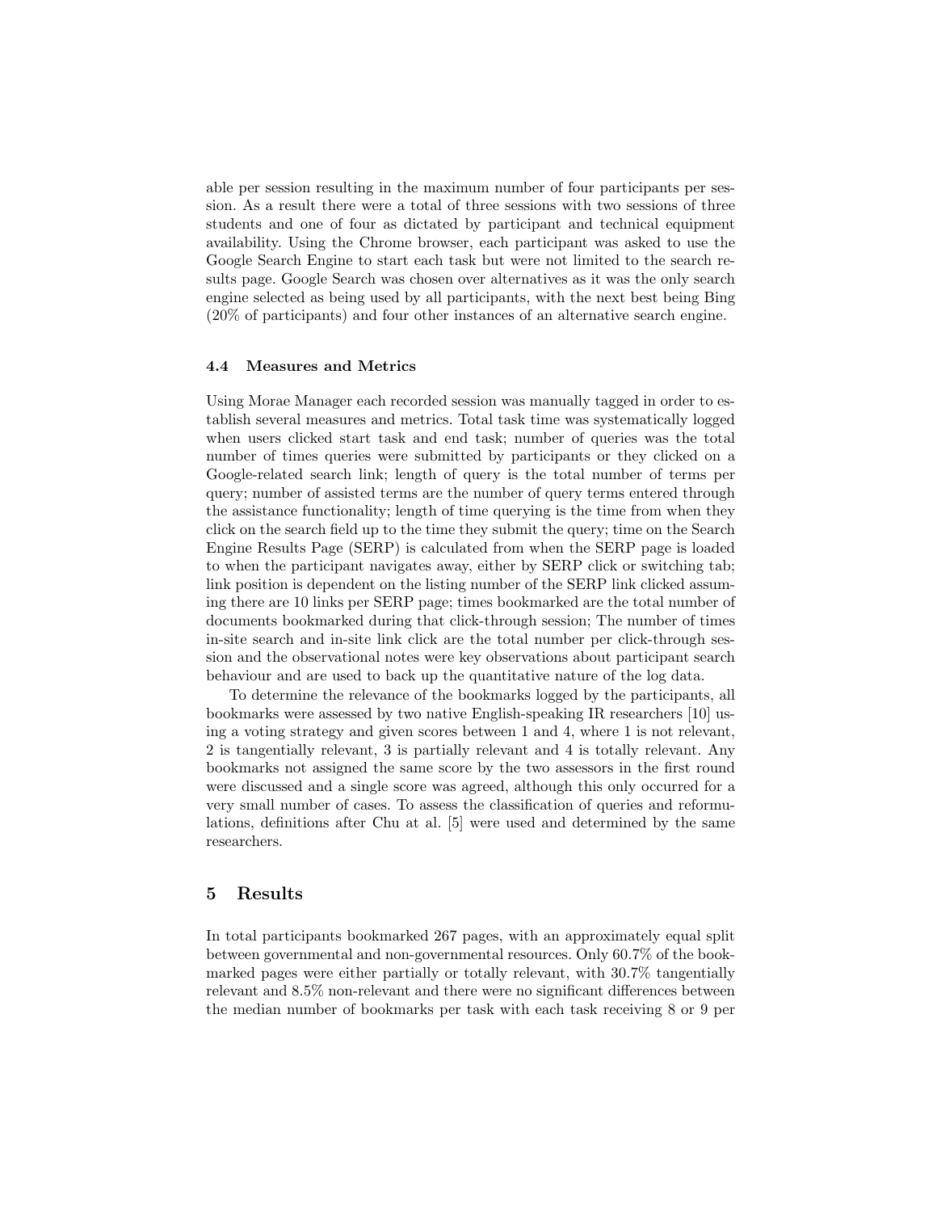able per session resulting in the maximum number of four participants per session. As a result there were a total of three sessions with two sessions of three students and one of four as dictated by participant and technical equipment availability. Using the Chrome browser, each participant was asked to use the Google Search Engine to start each task but were not limited to the search results page. Google Search was chosen over alternatives as it was the only search engine selected as being used by all participants, with the next best being Bing (20% of participants) and four other instances of an alternative search engine.

### 4.4 Measures and Metrics

Using Morae Manager each recorded session was manually tagged in order to establish several measures and metrics. Total task time was systematically logged when users clicked start task and end task; number of queries was the total number of times queries were submitted by participants or they clicked on a Google-related search link; length of query is the total number of terms per query; number of assisted terms are the number of query terms entered through the assistance functionality; length of time querying is the time from when they click on the search field up to the time they submit the query; time on the Search Engine Results Page (SERP) is calculated from when the SERP page is loaded to when the participant navigates away, either by SERP click or switching tab; link position is dependent on the listing number of the SERP link clicked assuming there are 10 links per SERP page; times bookmarked are the total number of documents bookmarked during that click-through session; The number of times in-site search and in-site link click are the total number per click-through session and the observational notes were key observations about participant search behaviour and are used to back up the quantitative nature of the log data.

To determine the relevance of the bookmarks logged by the participants, all bookmarks were assessed by two native English-speaking IR researchers [10] using a voting strategy and given scores between 1 and 4, where 1 is not relevant, 2 is tangentially relevant, 3 is partially relevant and 4 is totally relevant. Any bookmarks not assigned the same score by the two assessors in the first round were discussed and a single score was agreed, although this only occurred for a very small number of cases. To assess the classification of queries and reformulations, definitions after Chu at al. [5] were used and determined by the same researchers.

## 5 Results

In total participants bookmarked 267 pages, with an approximately equal split between governmental and non-governmental resources. Only 60.7% of the bookmarked pages were either partially or totally relevant, with 30.7% tangentially relevant and 8.5% non-relevant and there were no significant differences between the median number of bookmarks per task with each task receiving 8 or 9 per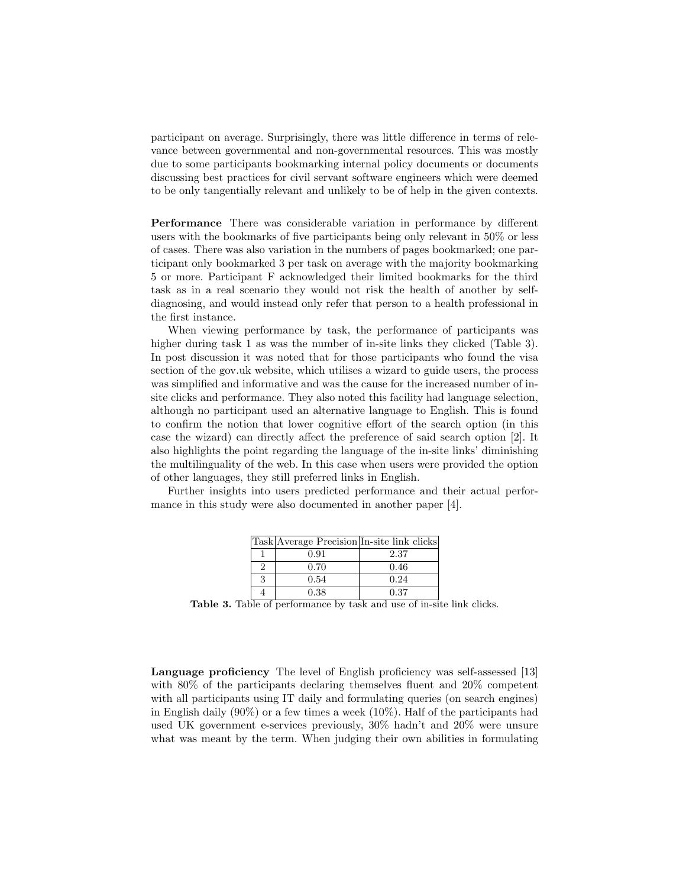participant on average. Surprisingly, there was little difference in terms of relevance between governmental and non-governmental resources. This was mostly due to some participants bookmarking internal policy documents or documents discussing best practices for civil servant software engineers which were deemed to be only tangentially relevant and unlikely to be of help in the given contexts.

**Performance** There was considerable variation in performance by different users with the bookmarks of five participants being only relevant in 50% or less of cases. There was also variation in the numbers of pages bookmarked; one participant only bookmarked 3 per task on average with the majority bookmarking 5 or more. Participant F acknowledged their limited bookmarks for the third task as in a real scenario they would not risk the health of another by self-diagnosing, and would instead only refer that person to a health professional in the first instance.

When viewing performance by task, the performance of participants was higher during task 1 as was the number of in-site links they clicked (Table 3). In post discussion it was noted that for those participants who found the visa section of the gov.uk website, which utilises a wizard to guide users, the process was simplified and informative and was the cause for the increased number of in-site clicks and performance. They also noted this facility had language selection, although no participant used an alternative language to English. This is found to confirm the notion that lower cognitive effort of the search option (in this case the wizard) can directly affect the preference of said search option [2]. It also highlights the point regarding the language of the in-site links' diminishing the multilinguality of the web. In this case when users were provided the option of other languages, they still preferred links in English.

Further insights into users predicted performance and their actual performance in this study were also documented in another paper [4].

| Task | Average Precision | In-site link clicks |
|---|---|---|
| 1 | 0.91 | 2.37 |
| 2 | 0.70 | 0.46 |
| 3 | 0.54 | 0.24 |
| 4 | 0.38 | 0.37 |

**Table 3.** Table of performance by task and use of in-site link clicks.

**Language proficiency** The level of English proficiency was self-assessed [13] with 80% of the participants declaring themselves fluent and 20% competent with all participants using IT daily and formulating queries (on search engines) in English daily (90%) or a few times a week (10%). Half of the participants had used UK government e-services previously, 30% hadn't and 20% were unsure what was meant by the term. When judging their own abilities in formulating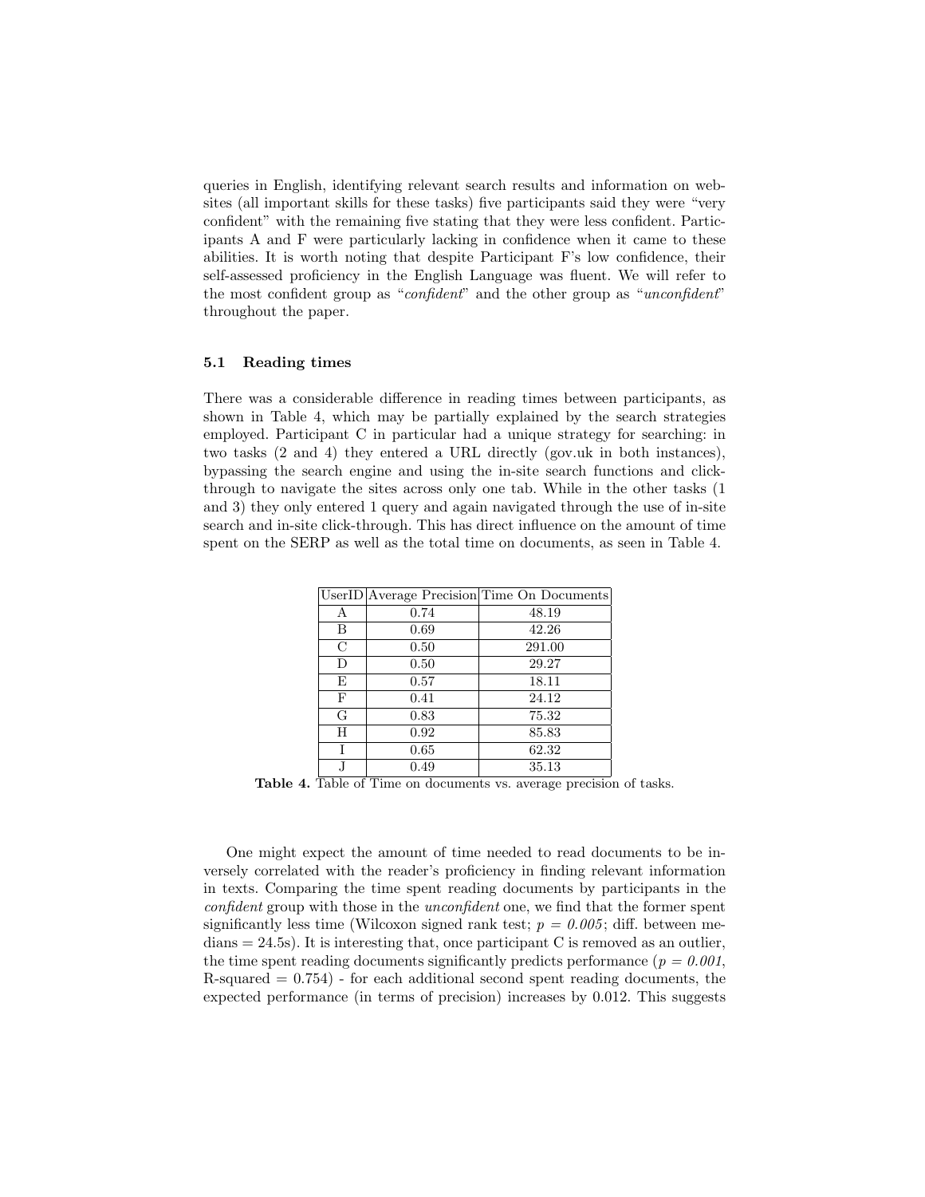queries in English, identifying relevant search results and information on websites (all important skills for these tasks) five participants said they were "very confident" with the remaining five stating that they were less confident. Participants A and F were particularly lacking in confidence when it came to these abilities. It is worth noting that despite Participant F's low confidence, their self-assessed proficiency in the English Language was fluent. We will refer to the most confident group as "*confident*" and the other group as "*unconfident*" throughout the paper.

### 5.1 Reading times

There was a considerable difference in reading times between participants, as shown in Table 4, which may be partially explained by the search strategies employed. Participant C in particular had a unique strategy for searching: in two tasks (2 and 4) they entered a URL directly (gov.uk in both instances), bypassing the search engine and using the in-site search functions and click-through to navigate the sites across only one tab. While in the other tasks (1 and 3) they only entered 1 query and again navigated through the use of in-site search and in-site click-through. This has direct influence on the amount of time spent on the SERP as well as the total time on documents, as seen in Table 4.

| UserID | Average Precision | Time On Documents |
|---|---|---|
| A | 0.74 | 48.19 |
| B | 0.69 | 42.26 |
| C | 0.50 | 291.00 |
| D | 0.50 | 29.27 |
| E | 0.57 | 18.11 |
| F | 0.41 | 24.12 |
| G | 0.83 | 75.32 |
| H | 0.92 | 85.83 |
| I | 0.65 | 62.32 |
| J | 0.49 | 35.13 |

**Table 4.** Table of Time on documents vs. average precision of tasks.

One might expect the amount of time needed to read documents to be inversely correlated with the reader's proficiency in finding relevant information in texts. Comparing the time spent reading documents by participants in the *confident* group with those in the *unconfident* one, we find that the former spent significantly less time (Wilcoxon signed rank test; $p = 0.005$; diff. between medians = 24.5s). It is interesting that, once participant C is removed as an outlier, the time spent reading documents significantly predicts performance ($p = 0.001$, R-squared = 0.754) - for each additional second spent reading documents, the expected performance (in terms of precision) increases by 0.012. This suggests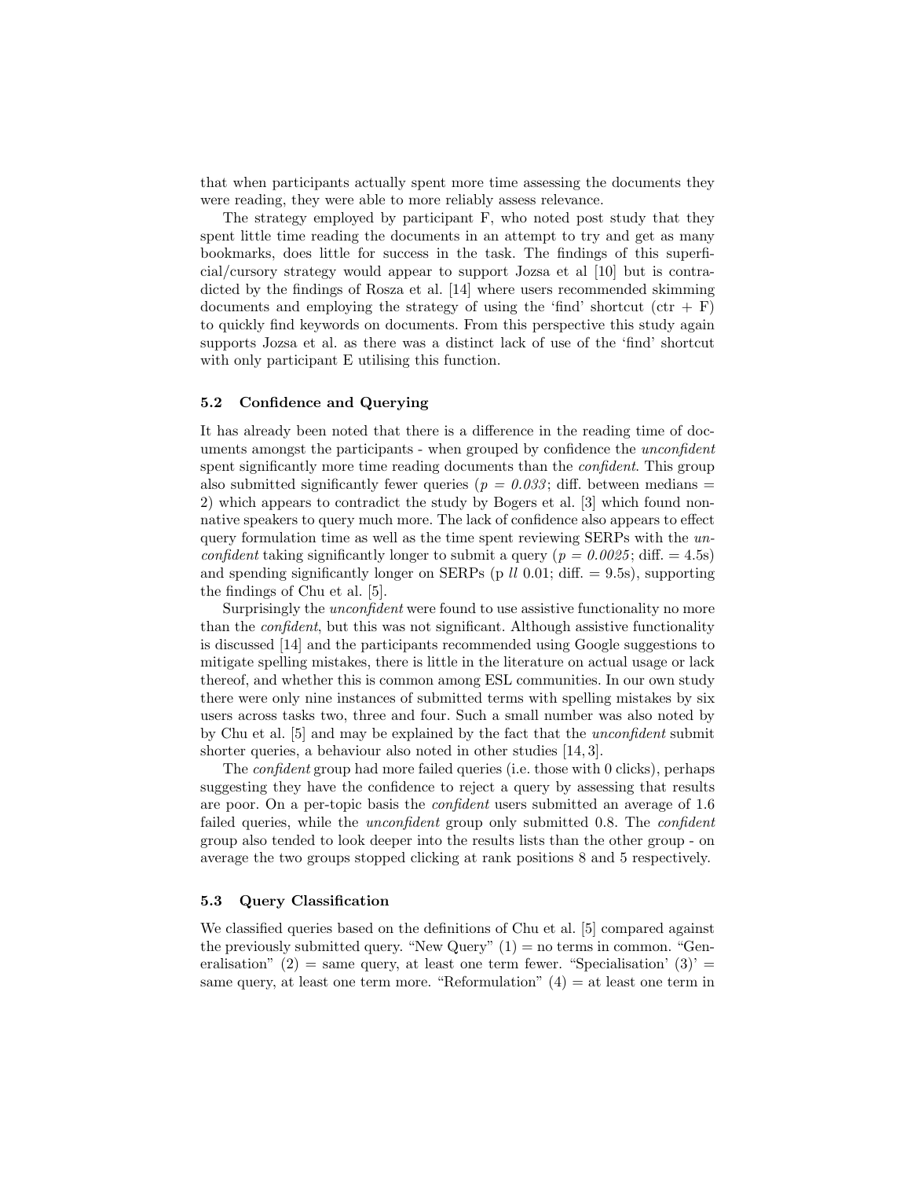that when participants actually spent more time assessing the documents they were reading, they were able to more reliably assess relevance.

The strategy employed by participant F, who noted post study that they spent little time reading the documents in an attempt to try and get as many bookmarks, does little for success in the task. The findings of this superficial/cursory strategy would appear to support Jozsa et al [10] but is contradicted by the findings of Rosza et al. [14] where users recommended skimming documents and employing the strategy of using the 'find' shortcut (ctr + F) to quickly find keywords on documents. From this perspective this study again supports Jozsa et al. as there was a distinct lack of use of the 'find' shortcut with only participant E utilising this function.

### 5.2 Confidence and Querying

It has already been noted that there is a difference in the reading time of documents amongst the participants - when grouped by confidence the *unconfident* spent significantly more time reading documents than the *confident*. This group also submitted significantly fewer queries ($p = 0.033$; diff. between medians = 2) which appears to contradict the study by Bogers et al. [3] which found non-native speakers to query much more. The lack of confidence also appears to effect query formulation time as well as the time spent reviewing SERPs with the *unconfident* taking significantly longer to submit a query ($p = 0.0025$; diff. = 4.5s) and spending significantly longer on SERPs (p *ll* 0.01; diff. = 9.5s), supporting the findings of Chu et al. [5].

Surprisingly the *unconfident* were found to use assistive functionality no more than the *confident*, but this was not significant. Although assistive functionality is discussed [14] and the participants recommended using Google suggestions to mitigate spelling mistakes, there is little in the literature on actual usage or lack thereof, and whether this is common among ESL communities. In our own study there were only nine instances of submitted terms with spelling mistakes by six users across tasks two, three and four. Such a small number was also noted by by Chu et al. [5] and may be explained by the fact that the *unconfident* submit shorter queries, a behaviour also noted in other studies [14, 3].

The *confident* group had more failed queries (i.e. those with 0 clicks), perhaps suggesting they have the confidence to reject a query by assessing that results are poor. On a per-topic basis the *confident* users submitted an average of 1.6 failed queries, while the *unconfident* group only submitted 0.8. The *confident* group also tended to look deeper into the results lists than the other group - on average the two groups stopped clicking at rank positions 8 and 5 respectively.

### 5.3 Query Classification

We classified queries based on the definitions of Chu et al. [5] compared against the previously submitted query. "New Query" (1) = no terms in common. "Generalisation" (2) = same query, at least one term fewer. "Specialisation' (3)' = same query, at least one term more. "Reformulation" (4) = at least one term in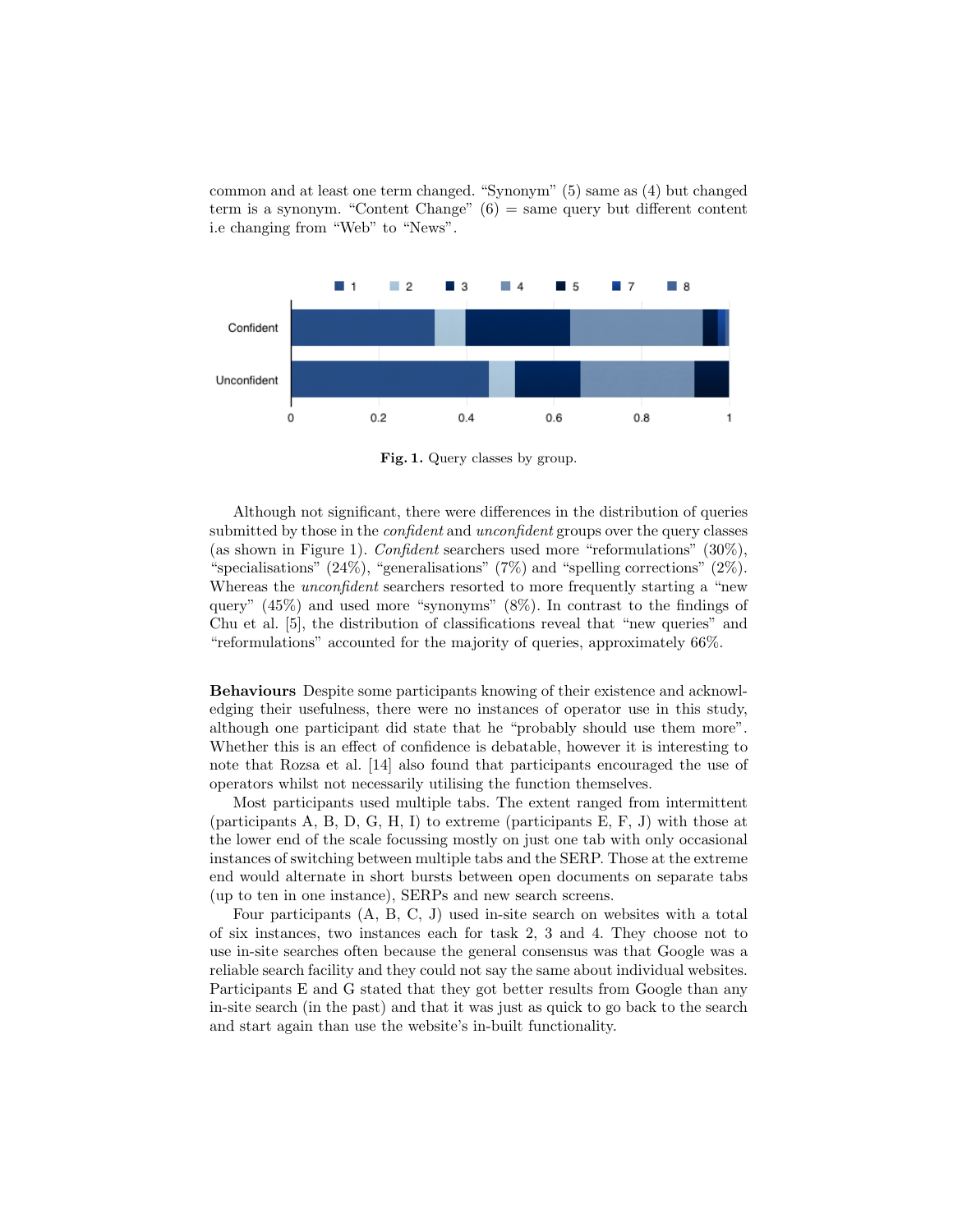common and at least one term changed. "Synonym" (5) same as (4) but changed term is a synonym. "Content Change" (6) = same query but different content i.e changing from "Web" to "News".

**Fig. 1.** Query classes by group.

Although not significant, there were differences in the distribution of queries submitted by those in the *confident* and *unconfident* groups over the query classes (as shown in Figure 1). *Confident* searchers used more "reformulations" (30%), "specialisations" (24%), "generalisations" (7%) and "spelling corrections" (2%). Whereas the *unconfident* searchers resorted to more frequently starting a "new query" (45%) and used more "synonyms" (8%). In contrast to the findings of Chu et al. [5], the distribution of classifications reveal that "new queries" and "reformulations" accounted for the majority of queries, approximately 66%.

**Behaviours** Despite some participants knowing of their existence and acknowledging their usefulness, there were no instances of operator use in this study, although one participant did state that he "probably should use them more". Whether this is an effect of confidence is debatable, however it is interesting to note that Rozsa et al. [14] also found that participants encouraged the use of operators whilst not necessarily utilising the function themselves.

Most participants used multiple tabs. The extent ranged from intermittent (participants A, B, D, G, H, I) to extreme (participants E, F, J) with those at the lower end of the scale focussing mostly on just one tab with only occasional instances of switching between multiple tabs and the SERP. Those at the extreme end would alternate in short bursts between open documents on separate tabs (up to ten in one instance), SERPs and new search screens.

Four participants (A, B, C, J) used in-site search on websites with a total of six instances, two instances each for task 2, 3 and 4. They choose not to use in-site searches often because the general consensus was that Google was a reliable search facility and they could not say the same about individual websites. Participants E and G stated that they got better results from Google than any in-site search (in the past) and that it was just as quick to go back to the search and start again than use the website's in-built functionality.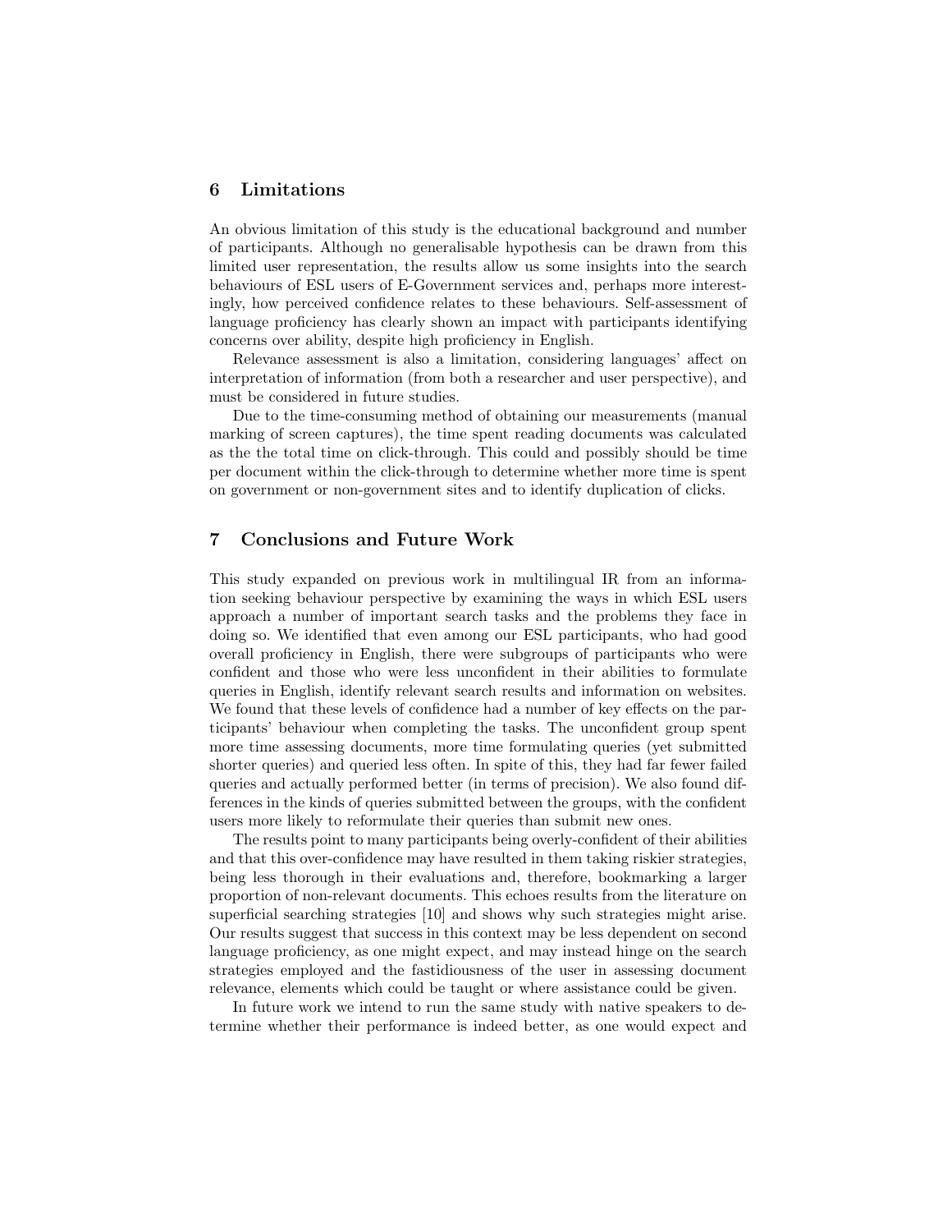## 6 Limitations

An obvious limitation of this study is the educational background and number of participants. Although no generalisable hypothesis can be drawn from this limited user representation, the results allow us some insights into the search behaviours of ESL users of E-Government services and, perhaps more interestingly, how perceived confidence relates to these behaviours. Self-assessment of language proficiency has clearly shown an impact with participants identifying concerns over ability, despite high proficiency in English.

Relevance assessment is also a limitation, considering languages' affect on interpretation of information (from both a researcher and user perspective), and must be considered in future studies.

Due to the time-consuming method of obtaining our measurements (manual marking of screen captures), the time spent reading documents was calculated as the the total time on click-through. This could and possibly should be time per document within the click-through to determine whether more time is spent on government or non-government sites and to identify duplication of clicks.

## 7 Conclusions and Future Work

This study expanded on previous work in multilingual IR from an information seeking behaviour perspective by examining the ways in which ESL users approach a number of important search tasks and the problems they face in doing so. We identified that even among our ESL participants, who had good overall proficiency in English, there were subgroups of participants who were confident and those who were less unconfident in their abilities to formulate queries in English, identify relevant search results and information on websites. We found that these levels of confidence had a number of key effects on the participants' behaviour when completing the tasks. The unconfident group spent more time assessing documents, more time formulating queries (yet submitted shorter queries) and queried less often. In spite of this, they had far fewer failed queries and actually performed better (in terms of precision). We also found differences in the kinds of queries submitted between the groups, with the confident users more likely to reformulate their queries than submit new ones.

The results point to many participants being overly-confident of their abilities and that this over-confidence may have resulted in them taking riskier strategies, being less thorough in their evaluations and, therefore, bookmarking a larger proportion of non-relevant documents. This echoes results from the literature on superficial searching strategies [10] and shows why such strategies might arise. Our results suggest that success in this context may be less dependent on second language proficiency, as one might expect, and may instead hinge on the search strategies employed and the fastidiousness of the user in assessing document relevance, elements which could be taught or where assistance could be given.

In future work we intend to run the same study with native speakers to determine whether their performance is indeed better, as one would expect and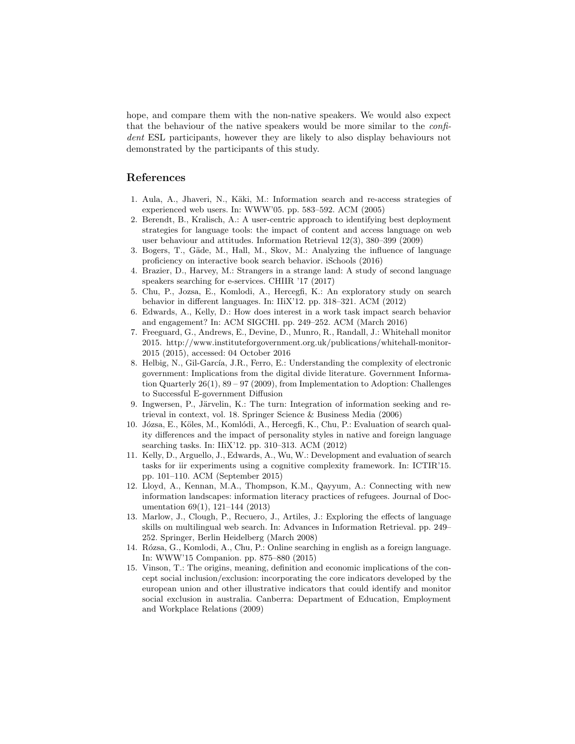hope, and compare them with the non-native speakers. We would also expect that the behaviour of the native speakers would be more similar to the *confident* ESL participants, however they are likely to also display behaviours not demonstrated by the participants of this study.

## References

1. Aula, A., Jhaveri, N., Käki, M.: Information search and re-access strategies of experienced web users. In: WWW'05. pp. 583–592. ACM (2005)
2. Berendt, B., Kralisch, A.: A user-centric approach to identifying best deployment strategies for language tools: the impact of content and access language on web user behaviour and attitudes. Information Retrieval 12(3), 380–399 (2009)
3. Bogers, T., Gäde, M., Hall, M., Skov, M.: Analyzing the influence of language proficiency on interactive book search behavior. iSchools (2016)
4. Brazier, D., Harvey, M.: Strangers in a strange land: A study of second language speakers searching for e-services. CHIIR '17 (2017)
5. Chu, P., Jozsa, E., Komlodi, A., Hercegfi, K.: An exploratory study on search behavior in different languages. In: IIiX'12. pp. 318–321. ACM (2012)
6. Edwards, A., Kelly, D.: How does interest in a work task impact search behavior and engagement? In: ACM SIGCHI. pp. 249–252. ACM (March 2016)
7. Freeguard, G., Andrews, E., Devine, D., Munro, R., Randall, J.: Whitehall monitor 2015. http://www.instituteforgovernment.org.uk/publications/whitehall-monitor-2015 (2015), accessed: 04 October 2016
8. Helbig, N., Gil-García, J.R., Ferro, E.: Understanding the complexity of electronic government: Implications from the digital divide literature. Government Information Quarterly 26(1), 89 – 97 (2009), from Implementation to Adoption: Challenges to Successful E-government Diffusion
9. Ingwersen, P., Järvelin, K.: The turn: Integration of information seeking and retrieval in context, vol. 18. Springer Science & Business Media (2006)
10. Józsa, E., Köles, M., Komlódi, A., Hercegfi, K., Chu, P.: Evaluation of search quality differences and the impact of personality styles in native and foreign language searching tasks. In: IIiX'12. pp. 310–313. ACM (2012)
11. Kelly, D., Arguello, J., Edwards, A., Wu, W.: Development and evaluation of search tasks for iir experiments using a cognitive complexity framework. In: ICTIR'15. pp. 101–110. ACM (September 2015)
12. Lloyd, A., Kennan, M.A., Thompson, K.M., Qayyum, A.: Connecting with new information landscapes: information literacy practices of refugees. Journal of Documentation 69(1), 121–144 (2013)
13. Marlow, J., Clough, P., Recuero, J., Artiles, J.: Exploring the effects of language skills on multilingual web search. In: Advances in Information Retrieval. pp. 249–252. Springer, Berlin Heidelberg (March 2008)
14. Rózsa, G., Komlodi, A., Chu, P.: Online searching in english as a foreign language. In: WWW'15 Companion. pp. 875–880 (2015)
15. Vinson, T.: The origins, meaning, definition and economic implications of the concept social inclusion/exclusion: incorporating the core indicators developed by the european union and other illustrative indicators that could identify and monitor social exclusion in australia. Canberra: Department of Education, Employment and Workplace Relations (2009)